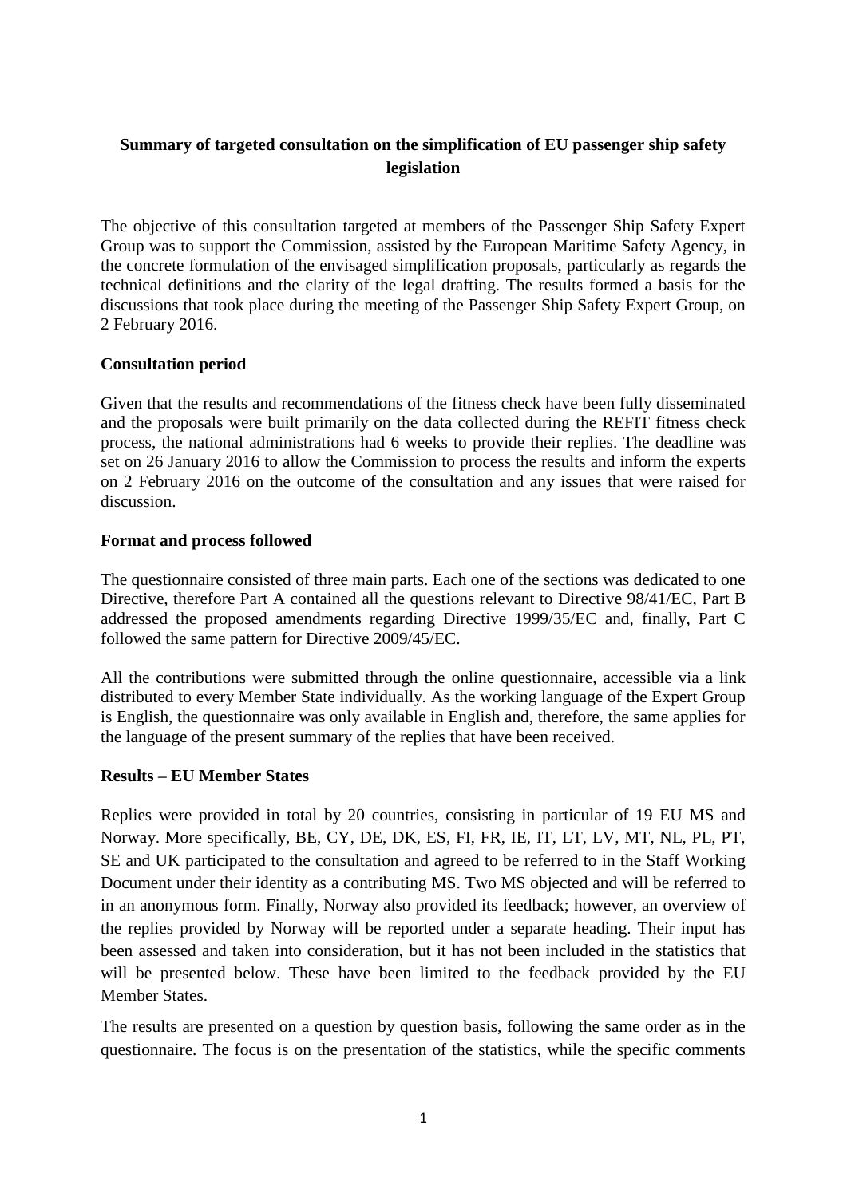# Summary of targeted consultation on the simplification of EU passenger ship safety legislation

The objective of this consultation targeted at members of the Passenger Ship Safety Expert Group was to support the Commission, assisted by the European Maritime Safety Agency, in the concrete formulation of the envisaged simplification proposals, particularly as regards the technical definitions and the clarity of the legal drafting. The results formed a basis for the discussions that took place during the meeting of the Passenger Ship Safety Expert Group, on 2 February 2016.

## Consultation period

Given that the results and recommendations of the fitness check have been fully disseminated and the proposals were built primarily on the data collected during the REFIT fitness check process, the national administrations had 6 weeks to provide their replies. The deadline was set on 26 January 2016 to allow the Commission to process the results and inform the experts on 2 February 2016 on the outcome of the consultation and any issues that were raised for discussion.

## Format and process followed

The questionnaire consisted of three main parts. Each one of the sections was dedicated to one Directive, therefore Part A contained all the questions relevant to Directive 98/41/EC, Part B addressed the proposed amendments regarding Directive 1999/35/EC and, finally, Part C followed the same pattern for Directive 2009/45/EC.

All the contributions were submitted through the online questionnaire, accessible via a link distributed to every Member State individually. As the working language of the Expert Group is English, the questionnaire was only available in English and, therefore, the same applies for the language of the present summary of the replies that have been received.

## Results – EU Member States

Replies were provided in total by 20 countries, consisting in particular of 19 EU MS and Norway. More specifically, BE, CY, DE, DK, ES, FI, FR, IE, IT, LT, LV, MT, NL, PL, PT, SE and UK participated to the consultation and agreed to be referred to in the Staff Working Document under their identity as a contributing MS. Two MS objected and will be referred to in an anonymous form. Finally, Norway also provided its feedback; however, an overview of the replies provided by Norway will be reported under a separate heading. Their input has been assessed and taken into consideration, but it has not been included in the statistics that will be presented below. These have been limited to the feedback provided by the EU Member States.

The results are presented on a question by question basis, following the same order as in the questionnaire. The focus is on the presentation of the statistics, while the specific comments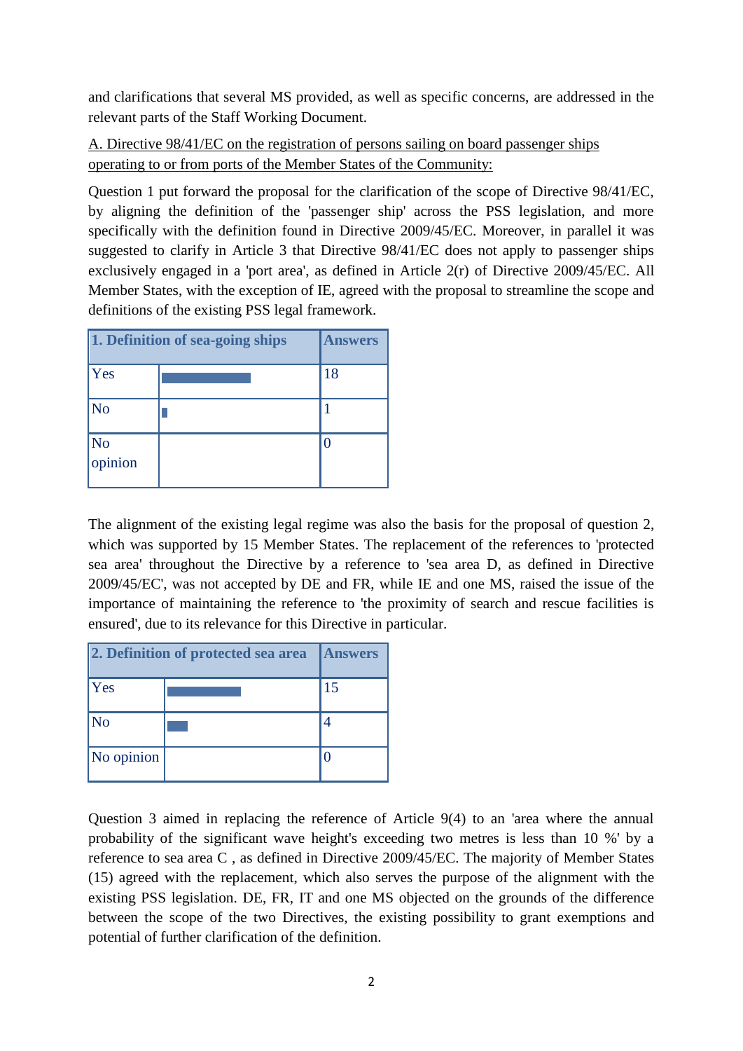and clarifications that several MS provided, as well as specific concerns, are addressed in the relevant parts of the Staff Working Document.

A. Directive 98/41/EC on the registration of persons sailing on board passenger ships operating to or from ports of the Member States of the Community:

Question 1 put forward the proposal for the clarification of the scope of Directive 98/41/EC, by aligning the definition of the 'passenger ship' across the PSS legislation, and more specifically with the definition found in Directive 2009/45/EC. Moreover, in parallel it was suggested to clarify in Article 3 that Directive 98/41/EC does not apply to passenger ships exclusively engaged in a 'port area', as defined in Article 2(r) of Directive 2009/45/EC. All Member States, with the exception of IE, agreed with the proposal to streamline the scope and definitions of the existing PSS legal framework.

| 1. Definition of sea-going ships | | Answers |
|---|---|---|
| Yes | | 18 |
| No | | 1 |
| No opinion | | 0 |

The alignment of the existing legal regime was also the basis for the proposal of question 2, which was supported by 15 Member States. The replacement of the references to 'protected sea area' throughout the Directive by a reference to 'sea area D, as defined in Directive 2009/45/EC', was not accepted by DE and FR, while IE and one MS, raised the issue of the importance of maintaining the reference to 'the proximity of search and rescue facilities is ensured', due to its relevance for this Directive in particular.

| 2. Definition of protected sea area | | Answers |
|---|---|---|
| Yes | | 15 |
| No | | 4 |
| No opinion | | 0 |

Question 3 aimed in replacing the reference of Article 9(4) to an 'area where the annual probability of the significant wave height's exceeding two metres is less than 10 %' by a reference to sea area C , as defined in Directive 2009/45/EC. The majority of Member States (15) agreed with the replacement, which also serves the purpose of the alignment with the existing PSS legislation. DE, FR, IT and one MS objected on the grounds of the difference between the scope of the two Directives, the existing possibility to grant exemptions and potential of further clarification of the definition.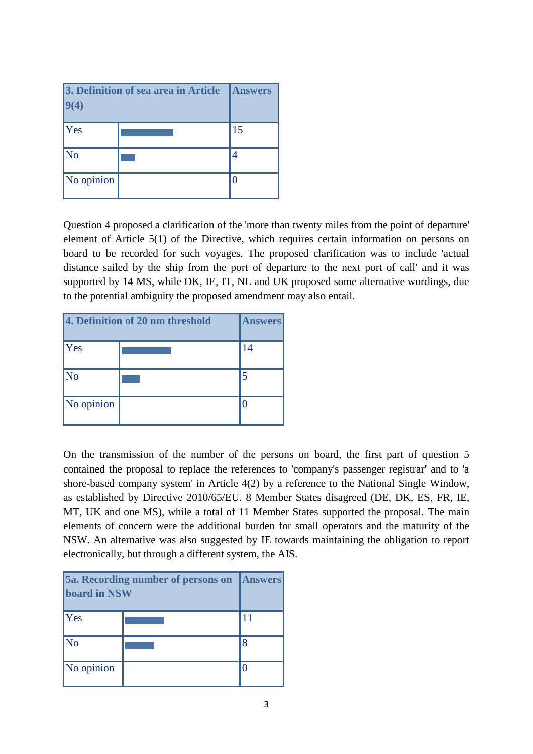| 3. Definition of sea area in Article 9(4) | | Answers |
|---|---|---|
| Yes | | 15 |
| No | | 4 |
| No opinion | | 0 |

Question 4 proposed a clarification of the 'more than twenty miles from the point of departure' element of Article 5(1) of the Directive, which requires certain information on persons on board to be recorded for such voyages. The proposed clarification was to include 'actual distance sailed by the ship from the port of departure to the next port of call' and it was supported by 14 MS, while DK, IE, IT, NL and UK proposed some alternative wordings, due to the potential ambiguity the proposed amendment may also entail.

| 4. Definition of 20 nm threshold | | Answers |
|---|---|---|
| Yes | | 14 |
| No | | 5 |
| No opinion | | 0 |

On the transmission of the number of the persons on board, the first part of question 5 contained the proposal to replace the references to 'company's passenger registrar' and to 'a shore-based company system' in Article 4(2) by a reference to the National Single Window, as established by Directive 2010/65/EU. 8 Member States disagreed (DE, DK, ES, FR, IE, MT, UK and one MS), while a total of 11 Member States supported the proposal. The main elements of concern were the additional burden for small operators and the maturity of the NSW. An alternative was also suggested by IE towards maintaining the obligation to report electronically, but through a different system, the AIS.

| 5a. Recording number of persons on board in NSW | | Answers |
|---|---|---|
| Yes | | 11 |
| No | | 8 |
| No opinion | | 0 |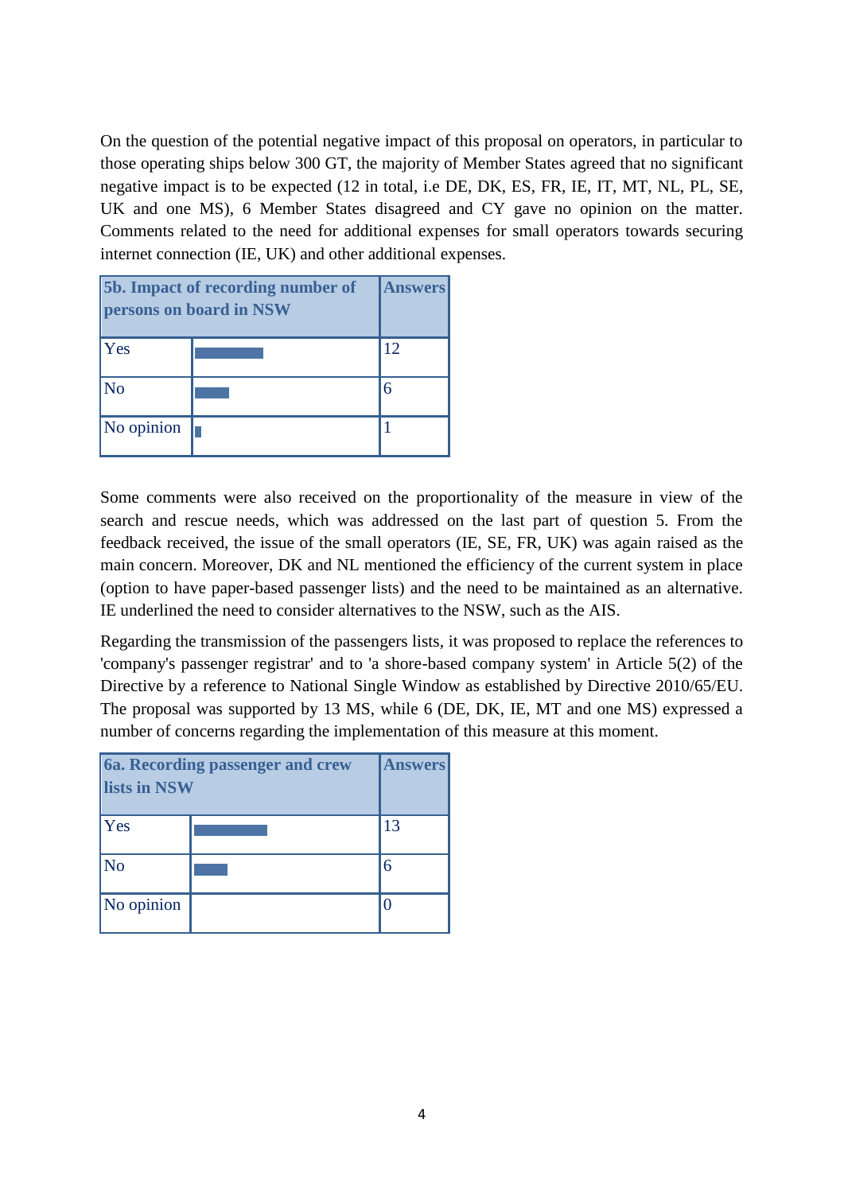On the question of the potential negative impact of this proposal on operators, in particular to those operating ships below 300 GT, the majority of Member States agreed that no significant negative impact is to be expected (12 in total, i.e DE, DK, ES, FR, IE, IT, MT, NL, PL, SE, UK and one MS), 6 Member States disagreed and CY gave no opinion on the matter. Comments related to the need for additional expenses for small operators towards securing internet connection (IE, UK) and other additional expenses.

| 5b. Impact of recording number of persons on board in NSW | | Answers |
|---|---|---|
| Yes | | 12 |
| No | | 6 |
| No opinion | | 1 |

Some comments were also received on the proportionality of the measure in view of the search and rescue needs, which was addressed on the last part of question 5. From the feedback received, the issue of the small operators (IE, SE, FR, UK) was again raised as the main concern. Moreover, DK and NL mentioned the efficiency of the current system in place (option to have paper-based passenger lists) and the need to be maintained as an alternative. IE underlined the need to consider alternatives to the NSW, such as the AIS.

Regarding the transmission of the passengers lists, it was proposed to replace the references to 'company's passenger registrar' and to 'a shore-based company system' in Article 5(2) of the Directive by a reference to National Single Window as established by Directive 2010/65/EU. The proposal was supported by 13 MS, while 6 (DE, DK, IE, MT and one MS) expressed a number of concerns regarding the implementation of this measure at this moment.

| 6a. Recording passenger and crew lists in NSW | | Answers |
|---|---|---|
| Yes | | 13 |
| No | | 6 |
| No opinion | | 0 |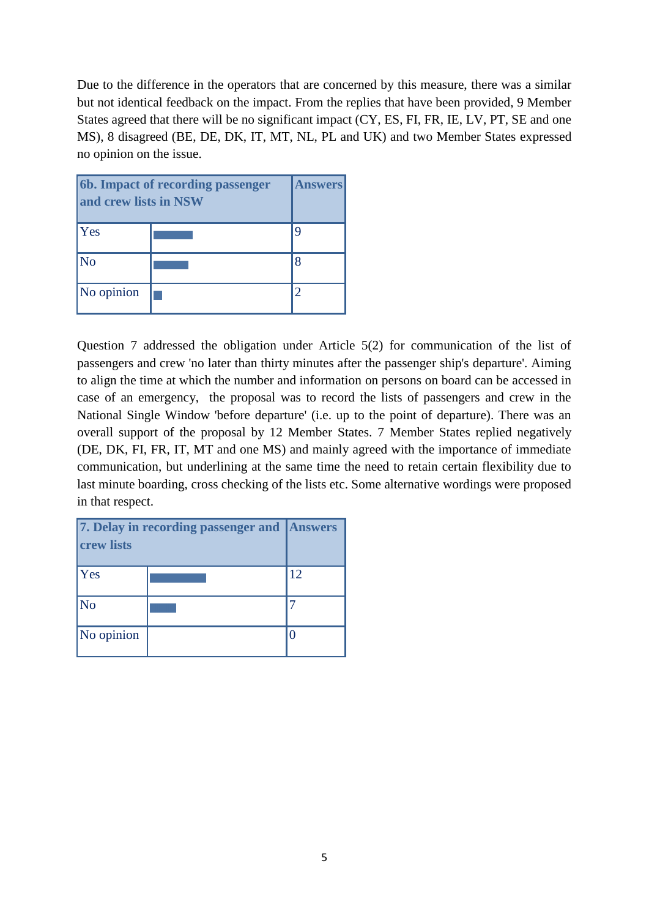Due to the difference in the operators that are concerned by this measure, there was a similar but not identical feedback on the impact. From the replies that have been provided, 9 Member States agreed that there will be no significant impact (CY, ES, FI, FR, IE, LV, PT, SE and one MS), 8 disagreed (BE, DE, DK, IT, MT, NL, PL and UK) and two Member States expressed no opinion on the issue.

| 6b. Impact of recording passenger and crew lists in NSW | | Answers |
|---|---|---|
| Yes | | 9 |
| No | | 8 |
| No opinion | | 2 |

Question 7 addressed the obligation under Article 5(2) for communication of the list of passengers and crew 'no later than thirty minutes after the passenger ship's departure'. Aiming to align the time at which the number and information on persons on board can be accessed in case of an emergency, the proposal was to record the lists of passengers and crew in the National Single Window 'before departure' (i.e. up to the point of departure). There was an overall support of the proposal by 12 Member States. 7 Member States replied negatively (DE, DK, FI, FR, IT, MT and one MS) and mainly agreed with the importance of immediate communication, but underlining at the same time the need to retain certain flexibility due to last minute boarding, cross checking of the lists etc. Some alternative wordings were proposed in that respect.

| 7. Delay in recording passenger and crew lists | | Answers |
|---|---|---|
| Yes | | 12 |
| No | | 7 |
| No opinion | | 0 |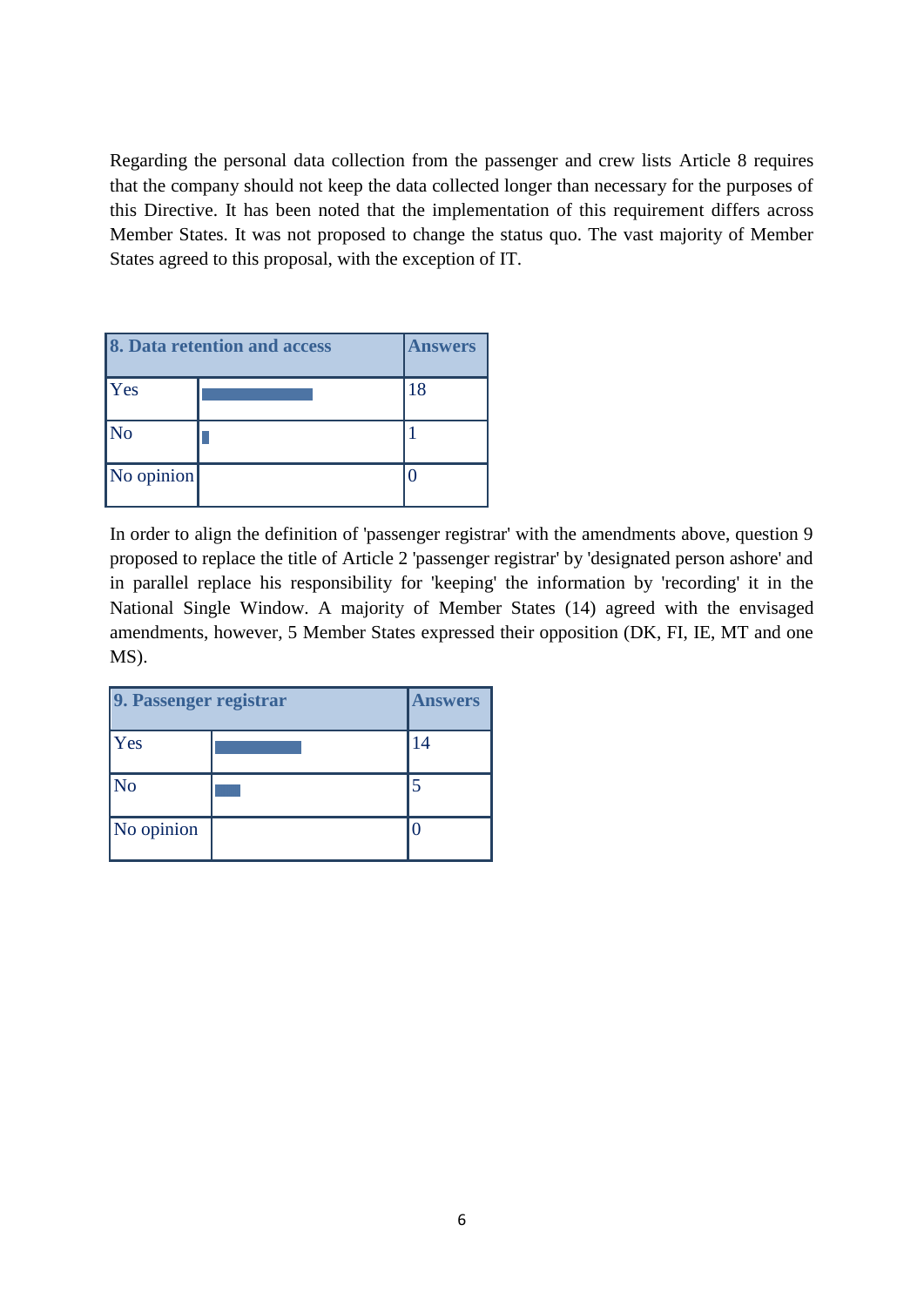Regarding the personal data collection from the passenger and crew lists Article 8 requires that the company should not keep the data collected longer than necessary for the purposes of this Directive. It has been noted that the implementation of this requirement differs across Member States. It was not proposed to change the status quo. The vast majority of Member States agreed to this proposal, with the exception of IT.

| **8. Data retention and access** | | **Answers** |
|---|---|---|
| Yes | | 18 |
| No | | 1 |
| No opinion | | 0 |

In order to align the definition of 'passenger registrar' with the amendments above, question 9 proposed to replace the title of Article 2 'passenger registrar' by 'designated person ashore' and in parallel replace his responsibility for 'keeping' the information by 'recording' it in the National Single Window. A majority of Member States (14) agreed with the envisaged amendments, however, 5 Member States expressed their opposition (DK, FI, IE, MT and one MS).

| **9. Passenger registrar** | | **Answers** |
|---|---|---|
| Yes | | 14 |
| No | | 5 |
| No opinion | | 0 |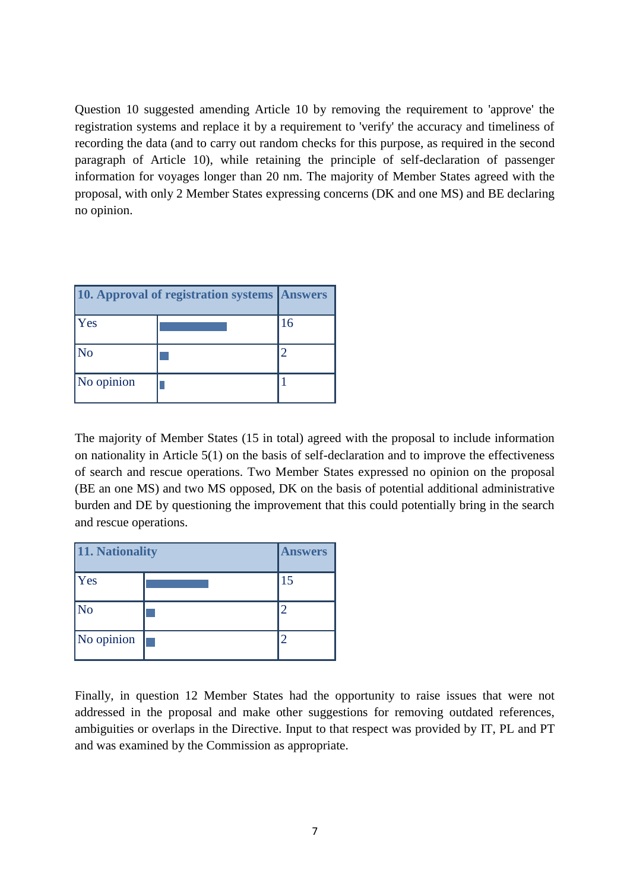Question 10 suggested amending Article 10 by removing the requirement to 'approve' the registration systems and replace it by a requirement to 'verify' the accuracy and timeliness of recording the data (and to carry out random checks for this purpose, as required in the second paragraph of Article 10), while retaining the principle of self-declaration of passenger information for voyages longer than 20 nm. The majority of Member States agreed with the proposal, with only 2 Member States expressing concerns (DK and one MS) and BE declaring no opinion.

| 10. Approval of registration systems | | Answers |
|---|---|---|
| Yes | | 16 |
| No | | 2 |
| No opinion | | 1 |

The majority of Member States (15 in total) agreed with the proposal to include information on nationality in Article 5(1) on the basis of self-declaration and to improve the effectiveness of search and rescue operations. Two Member States expressed no opinion on the proposal (BE an one MS) and two MS opposed, DK on the basis of potential additional administrative burden and DE by questioning the improvement that this could potentially bring in the search and rescue operations.

| 11. Nationality | | Answers |
|---|---|---|
| Yes | | 15 |
| No | | 2 |
| No opinion | | 2 |

Finally, in question 12 Member States had the opportunity to raise issues that were not addressed in the proposal and make other suggestions for removing outdated references, ambiguities or overlaps in the Directive. Input to that respect was provided by IT, PL and PT and was examined by the Commission as appropriate.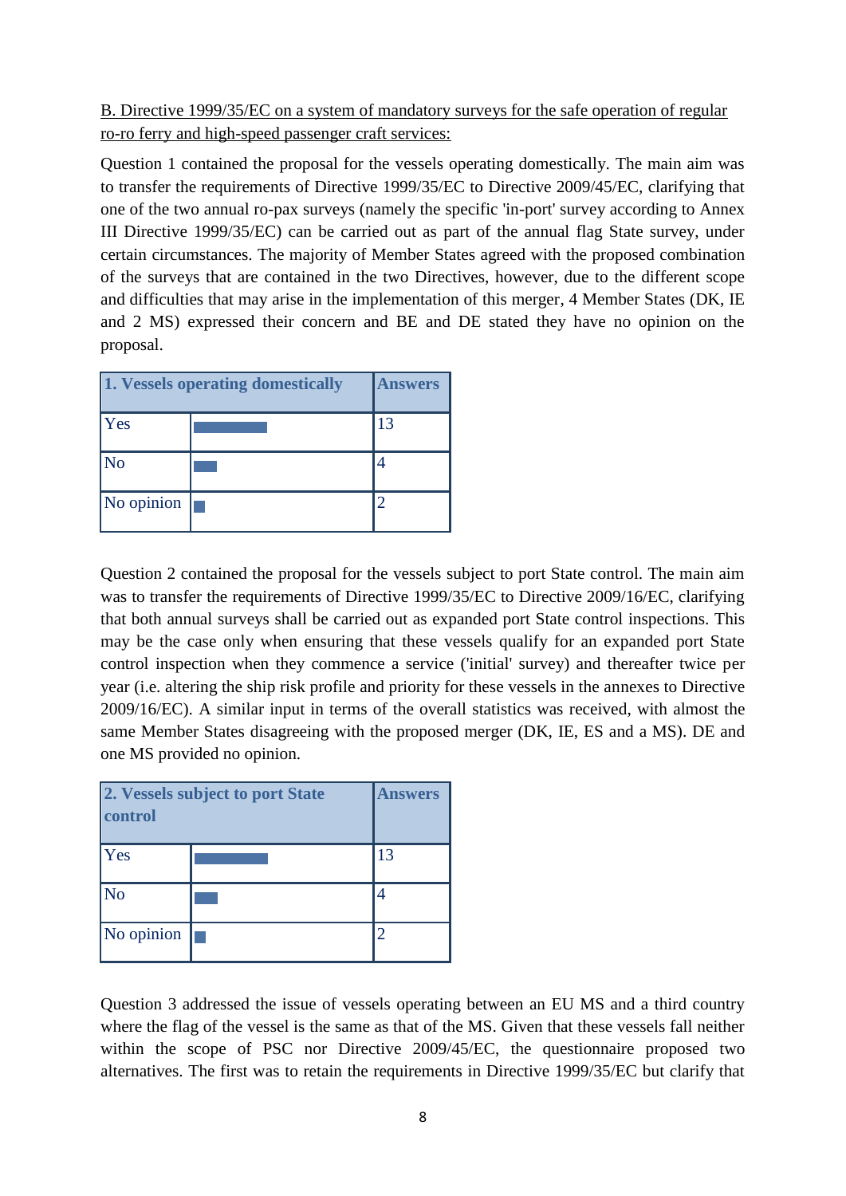B. Directive 1999/35/EC on a system of mandatory surveys for the safe operation of regular ro-ro ferry and high-speed passenger craft services:

Question 1 contained the proposal for the vessels operating domestically. The main aim was to transfer the requirements of Directive 1999/35/EC to Directive 2009/45/EC, clarifying that one of the two annual ro-pax surveys (namely the specific 'in-port' survey according to Annex III Directive 1999/35/EC) can be carried out as part of the annual flag State survey, under certain circumstances. The majority of Member States agreed with the proposed combination of the surveys that are contained in the two Directives, however, due to the different scope and difficulties that may arise in the implementation of this merger, 4 Member States (DK, IE and 2 MS) expressed their concern and BE and DE stated they have no opinion on the proposal.

| 1. Vessels operating domestically | | Answers |
|---|---|---|
| Yes | | 13 |
| No | | 4 |
| No opinion | | 2 |

Question 2 contained the proposal for the vessels subject to port State control. The main aim was to transfer the requirements of Directive 1999/35/EC to Directive 2009/16/EC, clarifying that both annual surveys shall be carried out as expanded port State control inspections. This may be the case only when ensuring that these vessels qualify for an expanded port State control inspection when they commence a service ('initial' survey) and thereafter twice per year (i.e. altering the ship risk profile and priority for these vessels in the annexes to Directive 2009/16/EC). A similar input in terms of the overall statistics was received, with almost the same Member States disagreeing with the proposed merger (DK, IE, ES and a MS). DE and one MS provided no opinion.

| 2. Vessels subject to port State control | | Answers |
|---|---|---|
| Yes | | 13 |
| No | | 4 |
| No opinion | | 2 |

Question 3 addressed the issue of vessels operating between an EU MS and a third country where the flag of the vessel is the same as that of the MS. Given that these vessels fall neither within the scope of PSC nor Directive 2009/45/EC, the questionnaire proposed two alternatives. The first was to retain the requirements in Directive 1999/35/EC but clarify that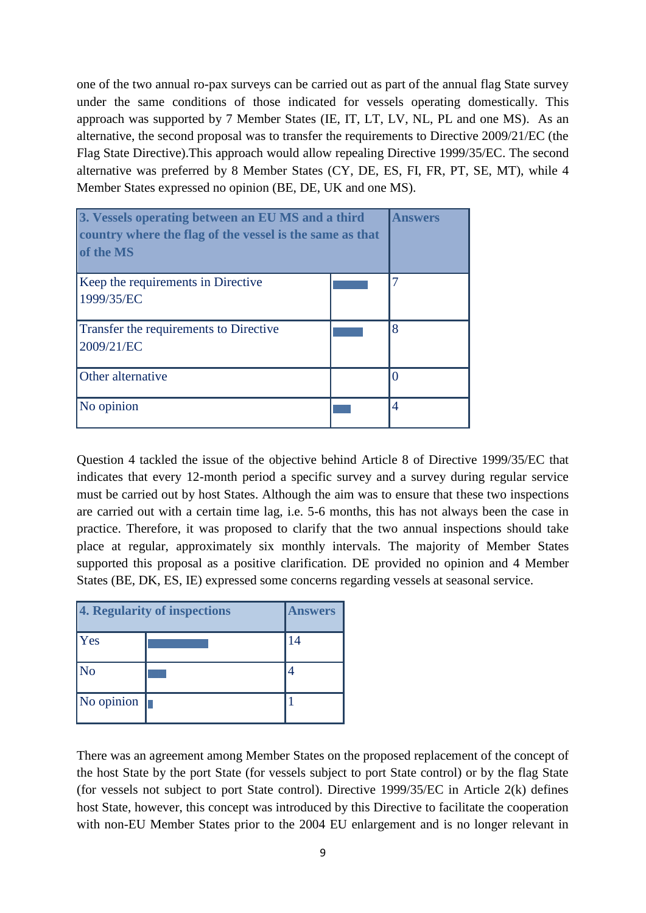one of the two annual ro-pax surveys can be carried out as part of the annual flag State survey under the same conditions of those indicated for vessels operating domestically. This approach was supported by 7 Member States (IE, IT, LT, LV, NL, PL and one MS). As an alternative, the second proposal was to transfer the requirements to Directive 2009/21/EC (the Flag State Directive).This approach would allow repealing Directive 1999/35/EC. The second alternative was preferred by 8 Member States (CY, DE, ES, FI, FR, PT, SE, MT), while 4 Member States expressed no opinion (BE, DE, UK and one MS).

| 3. Vessels operating between an EU MS and a third country where the flag of the vessel is the same as that of the MS | | Answers |
|---|---|---|
| Keep the requirements in Directive 1999/35/EC | | 7 |
| Transfer the requirements to Directive 2009/21/EC | | 8 |
| Other alternative | | 0 |
| No opinion | | 4 |

Question 4 tackled the issue of the objective behind Article 8 of Directive 1999/35/EC that indicates that every 12-month period a specific survey and a survey during regular service must be carried out by host States. Although the aim was to ensure that these two inspections are carried out with a certain time lag, i.e. 5-6 months, this has not always been the case in practice. Therefore, it was proposed to clarify that the two annual inspections should take place at regular, approximately six monthly intervals. The majority of Member States supported this proposal as a positive clarification. DE provided no opinion and 4 Member States (BE, DK, ES, IE) expressed some concerns regarding vessels at seasonal service.

| 4. Regularity of inspections | | Answers |
|---|---|---|
| Yes | | 14 |
| No | | 4 |
| No opinion | | 1 |

There was an agreement among Member States on the proposed replacement of the concept of the host State by the port State (for vessels subject to port State control) or by the flag State (for vessels not subject to port State control). Directive 1999/35/EC in Article 2(k) defines host State, however, this concept was introduced by this Directive to facilitate the cooperation with non-EU Member States prior to the 2004 EU enlargement and is no longer relevant in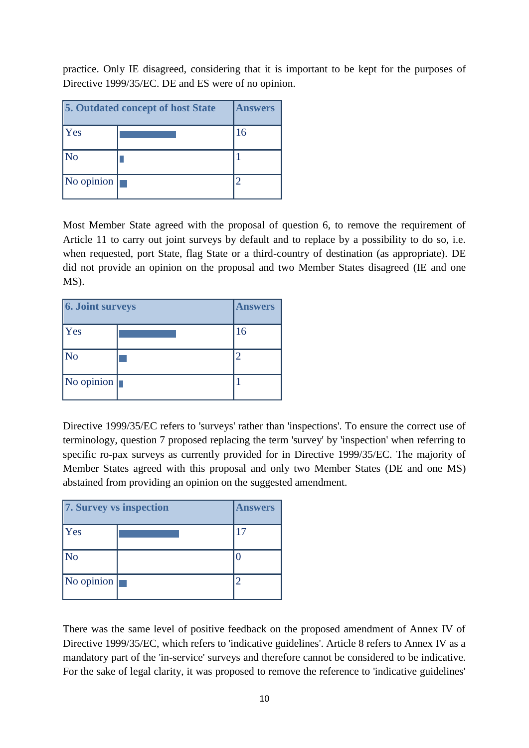practice. Only IE disagreed, considering that it is important to be kept for the purposes of Directive 1999/35/EC. DE and ES were of no opinion.

| 5. Outdated concept of host State | | Answers |
|---|---|---|
| Yes | | 16 |
| No | | 1 |
| No opinion | | 2 |

Most Member State agreed with the proposal of question 6, to remove the requirement of Article 11 to carry out joint surveys by default and to replace by a possibility to do so, i.e. when requested, port State, flag State or a third-country of destination (as appropriate). DE did not provide an opinion on the proposal and two Member States disagreed (IE and one MS).

| 6. Joint surveys | | Answers |
|---|---|---|
| Yes | | 16 |
| No | | 2 |
| No opinion | | 1 |

Directive 1999/35/EC refers to 'surveys' rather than 'inspections'. To ensure the correct use of terminology, question 7 proposed replacing the term 'survey' by 'inspection' when referring to specific ro-pax surveys as currently provided for in Directive 1999/35/EC. The majority of Member States agreed with this proposal and only two Member States (DE and one MS) abstained from providing an opinion on the suggested amendment.

| 7. Survey vs inspection | | Answers |
|---|---|---|
| Yes | | 17 |
| No | | 0 |
| No opinion | | 2 |

There was the same level of positive feedback on the proposed amendment of Annex IV of Directive 1999/35/EC, which refers to 'indicative guidelines'. Article 8 refers to Annex IV as a mandatory part of the 'in-service' surveys and therefore cannot be considered to be indicative. For the sake of legal clarity, it was proposed to remove the reference to 'indicative guidelines'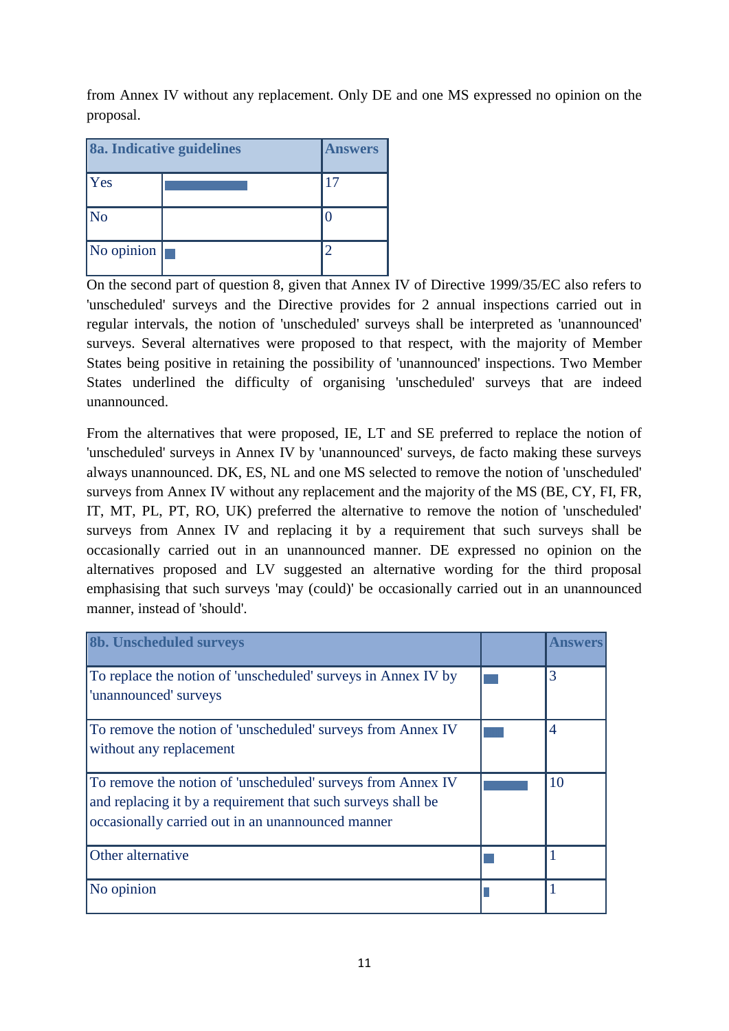from Annex IV without any replacement. Only DE and one MS expressed no opinion on the proposal.

| 8a. Indicative guidelines | | Answers |
|---|---|---|
| Yes | | 17 |
| No | | 0 |
| No opinion | | 2 |

On the second part of question 8, given that Annex IV of Directive 1999/35/EC also refers to 'unscheduled' surveys and the Directive provides for 2 annual inspections carried out in regular intervals, the notion of 'unscheduled' surveys shall be interpreted as 'unannounced' surveys. Several alternatives were proposed to that respect, with the majority of Member States being positive in retaining the possibility of 'unannounced' inspections. Two Member States underlined the difficulty of organising 'unscheduled' surveys that are indeed unannounced.

From the alternatives that were proposed, IE, LT and SE preferred to replace the notion of 'unscheduled' surveys in Annex IV by 'unannounced' surveys, de facto making these surveys always unannounced. DK, ES, NL and one MS selected to remove the notion of 'unscheduled' surveys from Annex IV without any replacement and the majority of the MS (BE, CY, FI, FR, IT, MT, PL, PT, RO, UK) preferred the alternative to remove the notion of 'unscheduled' surveys from Annex IV and replacing it by a requirement that such surveys shall be occasionally carried out in an unannounced manner. DE expressed no opinion on the alternatives proposed and LV suggested an alternative wording for the third proposal emphasising that such surveys 'may (could)' be occasionally carried out in an unannounced manner, instead of 'should'.

| 8b. Unscheduled surveys | | Answers |
|---|---|---|
| To replace the notion of 'unscheduled' surveys in Annex IV by 'unannounced' surveys | | 3 |
| To remove the notion of 'unscheduled' surveys from Annex IV without any replacement | | 4 |
| To remove the notion of 'unscheduled' surveys from Annex IV and replacing it by a requirement that such surveys shall be occasionally carried out in an unannounced manner | | 10 |
| Other alternative | | 1 |
| No opinion | | 1 |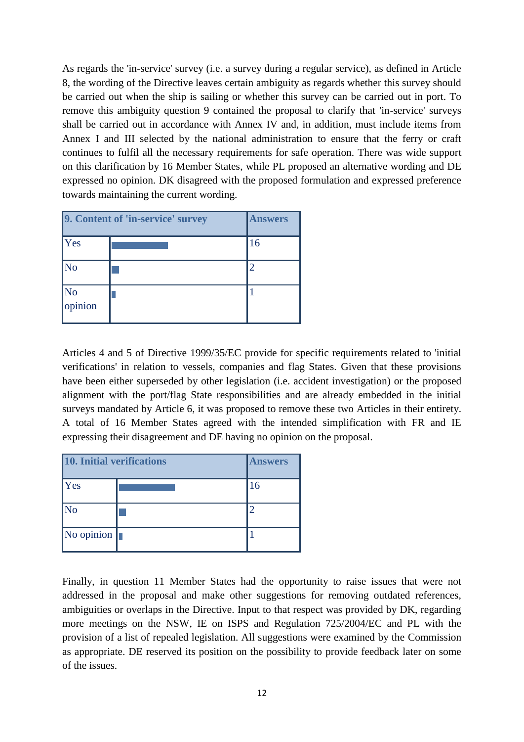As regards the 'in-service' survey (i.e. a survey during a regular service), as defined in Article 8, the wording of the Directive leaves certain ambiguity as regards whether this survey should be carried out when the ship is sailing or whether this survey can be carried out in port. To remove this ambiguity question 9 contained the proposal to clarify that 'in-service' surveys shall be carried out in accordance with Annex IV and, in addition, must include items from Annex I and III selected by the national administration to ensure that the ferry or craft continues to fulfil all the necessary requirements for safe operation. There was wide support on this clarification by 16 Member States, while PL proposed an alternative wording and DE expressed no opinion. DK disagreed with the proposed formulation and expressed preference towards maintaining the current wording.

| 9. Content of 'in-service' survey | | Answers |
|---|---|---|
| Yes | | 16 |
| No | | 2 |
| No opinion | | 1 |

Articles 4 and 5 of Directive 1999/35/EC provide for specific requirements related to 'initial verifications' in relation to vessels, companies and flag States. Given that these provisions have been either superseded by other legislation (i.e. accident investigation) or the proposed alignment with the port/flag State responsibilities and are already embedded in the initial surveys mandated by Article 6, it was proposed to remove these two Articles in their entirety. A total of 16 Member States agreed with the intended simplification with FR and IE expressing their disagreement and DE having no opinion on the proposal.

| 10. Initial verifications | | Answers |
|---|---|---|
| Yes | | 16 |
| No | | 2 |
| No opinion | | 1 |

Finally, in question 11 Member States had the opportunity to raise issues that were not addressed in the proposal and make other suggestions for removing outdated references, ambiguities or overlaps in the Directive. Input to that respect was provided by DK, regarding more meetings on the NSW, IE on ISPS and Regulation 725/2004/EC and PL with the provision of a list of repealed legislation. All suggestions were examined by the Commission as appropriate. DE reserved its position on the possibility to provide feedback later on some of the issues.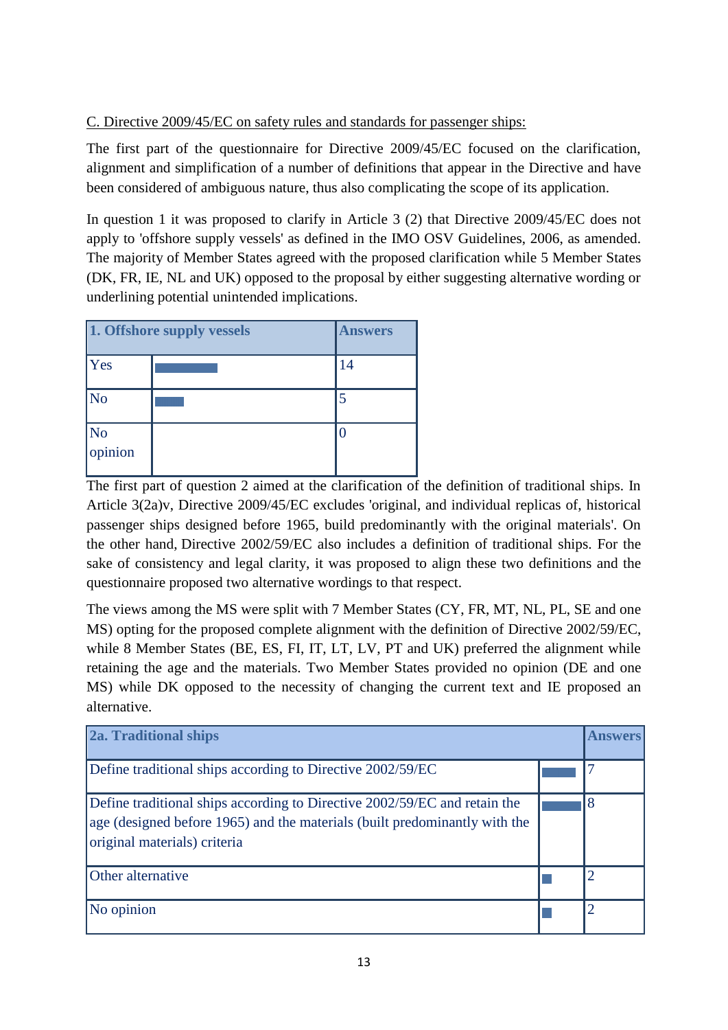C. Directive 2009/45/EC on safety rules and standards for passenger ships:

The first part of the questionnaire for Directive 2009/45/EC focused on the clarification, alignment and simplification of a number of definitions that appear in the Directive and have been considered of ambiguous nature, thus also complicating the scope of its application.

In question 1 it was proposed to clarify in Article 3 (2) that Directive 2009/45/EC does not apply to 'offshore supply vessels' as defined in the IMO OSV Guidelines, 2006, as amended. The majority of Member States agreed with the proposed clarification while 5 Member States (DK, FR, IE, NL and UK) opposed to the proposal by either suggesting alternative wording or underlining potential unintended implications.

| 1. Offshore supply vessels | | Answers |
|---|---|---|
| Yes | | 14 |
| No | | 5 |
| No opinion | | 0 |

The first part of question 2 aimed at the clarification of the definition of traditional ships. In Article 3(2a)v, Directive 2009/45/EC excludes 'original, and individual replicas of, historical passenger ships designed before 1965, build predominantly with the original materials'. On the other hand, Directive 2002/59/EC also includes a definition of traditional ships. For the sake of consistency and legal clarity, it was proposed to align these two definitions and the questionnaire proposed two alternative wordings to that respect.

The views among the MS were split with 7 Member States (CY, FR, MT, NL, PL, SE and one MS) opting for the proposed complete alignment with the definition of Directive 2002/59/EC, while 8 Member States (BE, ES, FI, IT, LT, LV, PT and UK) preferred the alignment while retaining the age and the materials. Two Member States provided no opinion (DE and one MS) while DK opposed to the necessity of changing the current text and IE proposed an alternative.

| 2a. Traditional ships | | Answers |
|---|---|---|
| Define traditional ships according to Directive 2002/59/EC | | 7 |
| Define traditional ships according to Directive 2002/59/EC and retain the age (designed before 1965) and the materials (built predominantly with the original materials) criteria | | 8 |
| Other alternative | | 2 |
| No opinion | | 2 |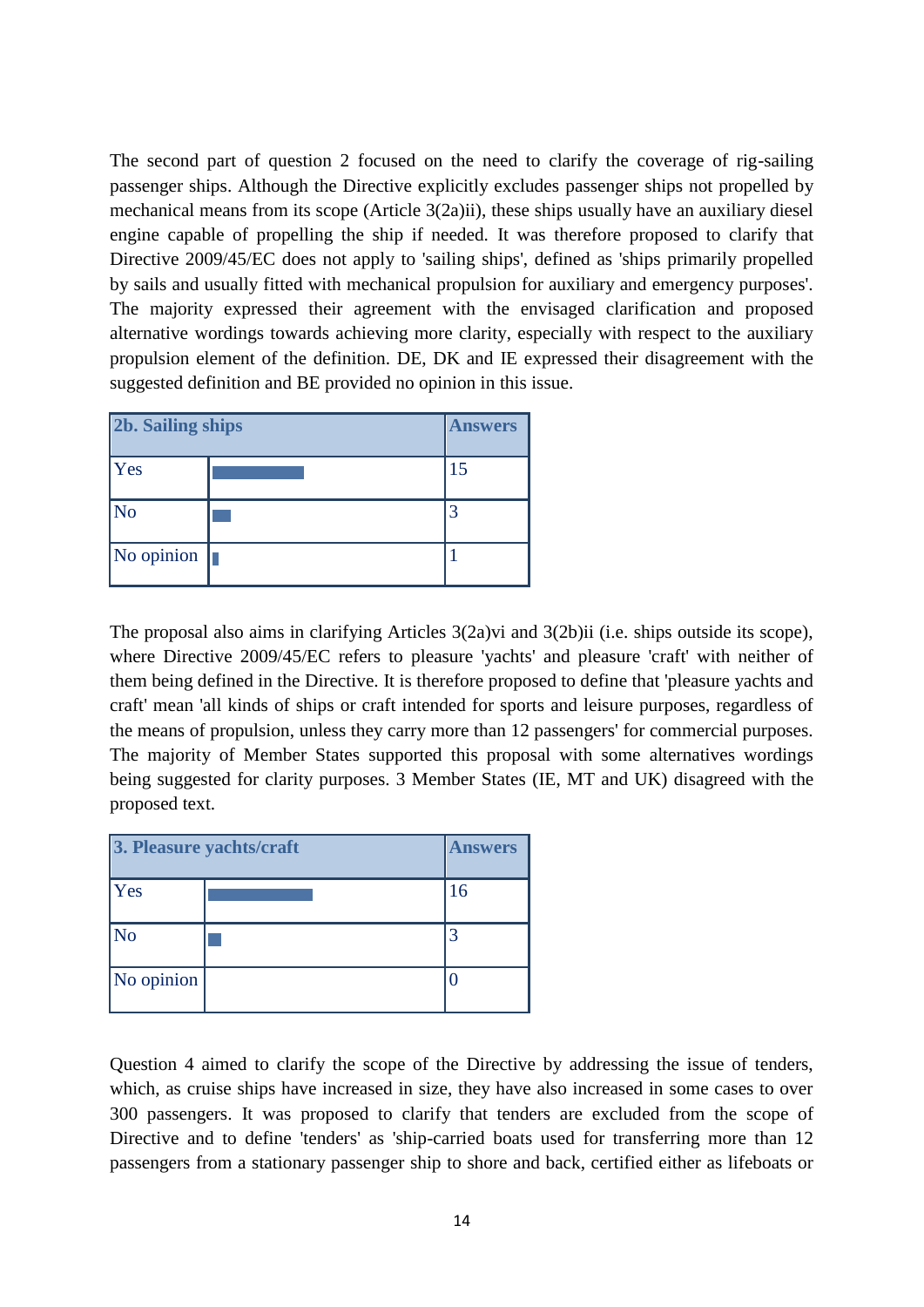The second part of question 2 focused on the need to clarify the coverage of rig-sailing passenger ships. Although the Directive explicitly excludes passenger ships not propelled by mechanical means from its scope (Article 3(2a)ii), these ships usually have an auxiliary diesel engine capable of propelling the ship if needed. It was therefore proposed to clarify that Directive 2009/45/EC does not apply to 'sailing ships', defined as 'ships primarily propelled by sails and usually fitted with mechanical propulsion for auxiliary and emergency purposes'. The majority expressed their agreement with the envisaged clarification and proposed alternative wordings towards achieving more clarity, especially with respect to the auxiliary propulsion element of the definition. DE, DK and IE expressed their disagreement with the suggested definition and BE provided no opinion in this issue.

| 2b. Sailing ships | | Answers |
|---|---|---|
| Yes | | 15 |
| No | | 3 |
| No opinion | | 1 |

The proposal also aims in clarifying Articles 3(2a)vi and 3(2b)ii (i.e. ships outside its scope), where Directive 2009/45/EC refers to pleasure 'yachts' and pleasure 'craft' with neither of them being defined in the Directive. It is therefore proposed to define that 'pleasure yachts and craft' mean 'all kinds of ships or craft intended for sports and leisure purposes, regardless of the means of propulsion, unless they carry more than 12 passengers' for commercial purposes. The majority of Member States supported this proposal with some alternatives wordings being suggested for clarity purposes. 3 Member States (IE, MT and UK) disagreed with the proposed text.

| 3. Pleasure yachts/craft | | Answers |
|---|---|---|
| Yes | | 16 |
| No | | 3 |
| No opinion | | 0 |

Question 4 aimed to clarify the scope of the Directive by addressing the issue of tenders, which, as cruise ships have increased in size, they have also increased in some cases to over 300 passengers. It was proposed to clarify that tenders are excluded from the scope of Directive and to define 'tenders' as 'ship-carried boats used for transferring more than 12 passengers from a stationary passenger ship to shore and back, certified either as lifeboats or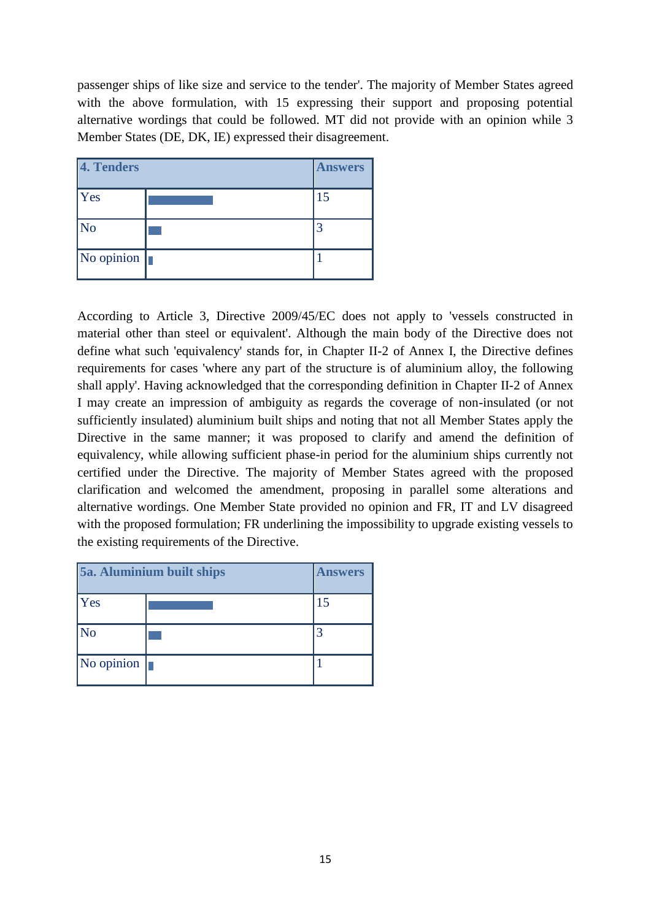passenger ships of like size and service to the tender'. The majority of Member States agreed with the above formulation, with 15 expressing their support and proposing potential alternative wordings that could be followed. MT did not provide with an opinion while 3 Member States (DE, DK, IE) expressed their disagreement.

| 4. Tenders | | Answers |
|---|---|---|
| Yes | | 15 |
| No | | 3 |
| No opinion | | 1 |

According to Article 3, Directive 2009/45/EC does not apply to 'vessels constructed in material other than steel or equivalent'. Although the main body of the Directive does not define what such 'equivalency' stands for, in Chapter II-2 of Annex I, the Directive defines requirements for cases 'where any part of the structure is of aluminium alloy, the following shall apply'. Having acknowledged that the corresponding definition in Chapter II-2 of Annex I may create an impression of ambiguity as regards the coverage of non-insulated (or not sufficiently insulated) aluminium built ships and noting that not all Member States apply the Directive in the same manner; it was proposed to clarify and amend the definition of equivalency, while allowing sufficient phase-in period for the aluminium ships currently not certified under the Directive. The majority of Member States agreed with the proposed clarification and welcomed the amendment, proposing in parallel some alterations and alternative wordings. One Member State provided no opinion and FR, IT and LV disagreed with the proposed formulation; FR underlining the impossibility to upgrade existing vessels to the existing requirements of the Directive.

| 5a. Aluminium built ships | | Answers |
|---|---|---|
| Yes | | 15 |
| No | | 3 |
| No opinion | | 1 |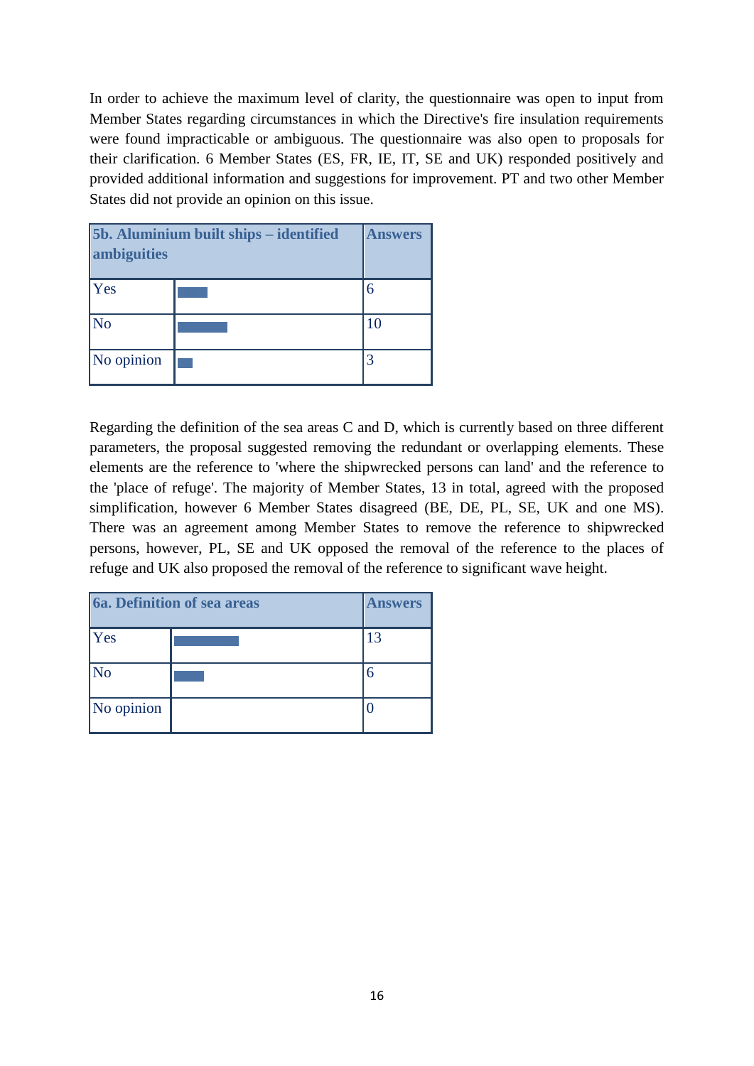In order to achieve the maximum level of clarity, the questionnaire was open to input from Member States regarding circumstances in which the Directive's fire insulation requirements were found impracticable or ambiguous. The questionnaire was also open to proposals for their clarification. 6 Member States (ES, FR, IE, IT, SE and UK) responded positively and provided additional information and suggestions for improvement. PT and two other Member States did not provide an opinion on this issue.

| 5b. Aluminium built ships – identified ambiguities | | Answers |
|---|---|---|
| Yes | | 6 |
| No | | 10 |
| No opinion | | 3 |

Regarding the definition of the sea areas C and D, which is currently based on three different parameters, the proposal suggested removing the redundant or overlapping elements. These elements are the reference to 'where the shipwrecked persons can land' and the reference to the 'place of refuge'. The majority of Member States, 13 in total, agreed with the proposed simplification, however 6 Member States disagreed (BE, DE, PL, SE, UK and one MS). There was an agreement among Member States to remove the reference to shipwrecked persons, however, PL, SE and UK opposed the removal of the reference to the places of refuge and UK also proposed the removal of the reference to significant wave height.

| 6a. Definition of sea areas | | Answers |
|---|---|---|
| Yes | | 13 |
| No | | 6 |
| No opinion | | 0 |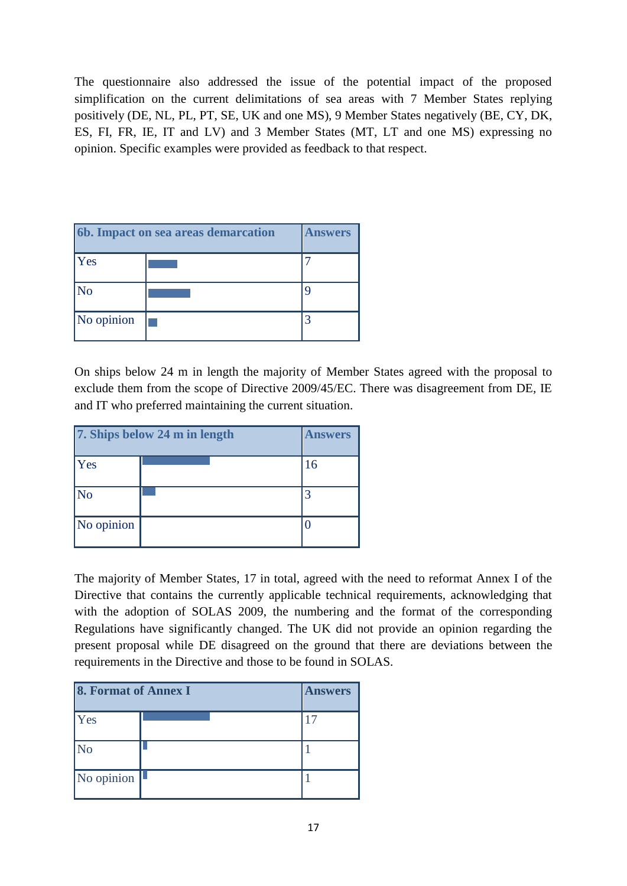The questionnaire also addressed the issue of the potential impact of the proposed simplification on the current delimitations of sea areas with 7 Member States replying positively (DE, NL, PL, PT, SE, UK and one MS), 9 Member States negatively (BE, CY, DK, ES, FI, FR, IE, IT and LV) and 3 Member States (MT, LT and one MS) expressing no opinion. Specific examples were provided as feedback to that respect.

| 6b. Impact on sea areas demarcation | | Answers |
|---|---|---|
| Yes | | 7 |
| No | | 9 |
| No opinion | | 3 |

On ships below 24 m in length the majority of Member States agreed with the proposal to exclude them from the scope of Directive 2009/45/EC. There was disagreement from DE, IE and IT who preferred maintaining the current situation.

| 7. Ships below 24 m in length | | Answers |
|---|---|---|
| Yes | | 16 |
| No | | 3 |
| No opinion | | 0 |

The majority of Member States, 17 in total, agreed with the need to reformat Annex I of the Directive that contains the currently applicable technical requirements, acknowledging that with the adoption of SOLAS 2009, the numbering and the format of the corresponding Regulations have significantly changed. The UK did not provide an opinion regarding the present proposal while DE disagreed on the ground that there are deviations between the requirements in the Directive and those to be found in SOLAS.

| 8. Format of Annex I | | Answers |
|---|---|---|
| Yes | | 17 |
| No | | 1 |
| No opinion | | 1 |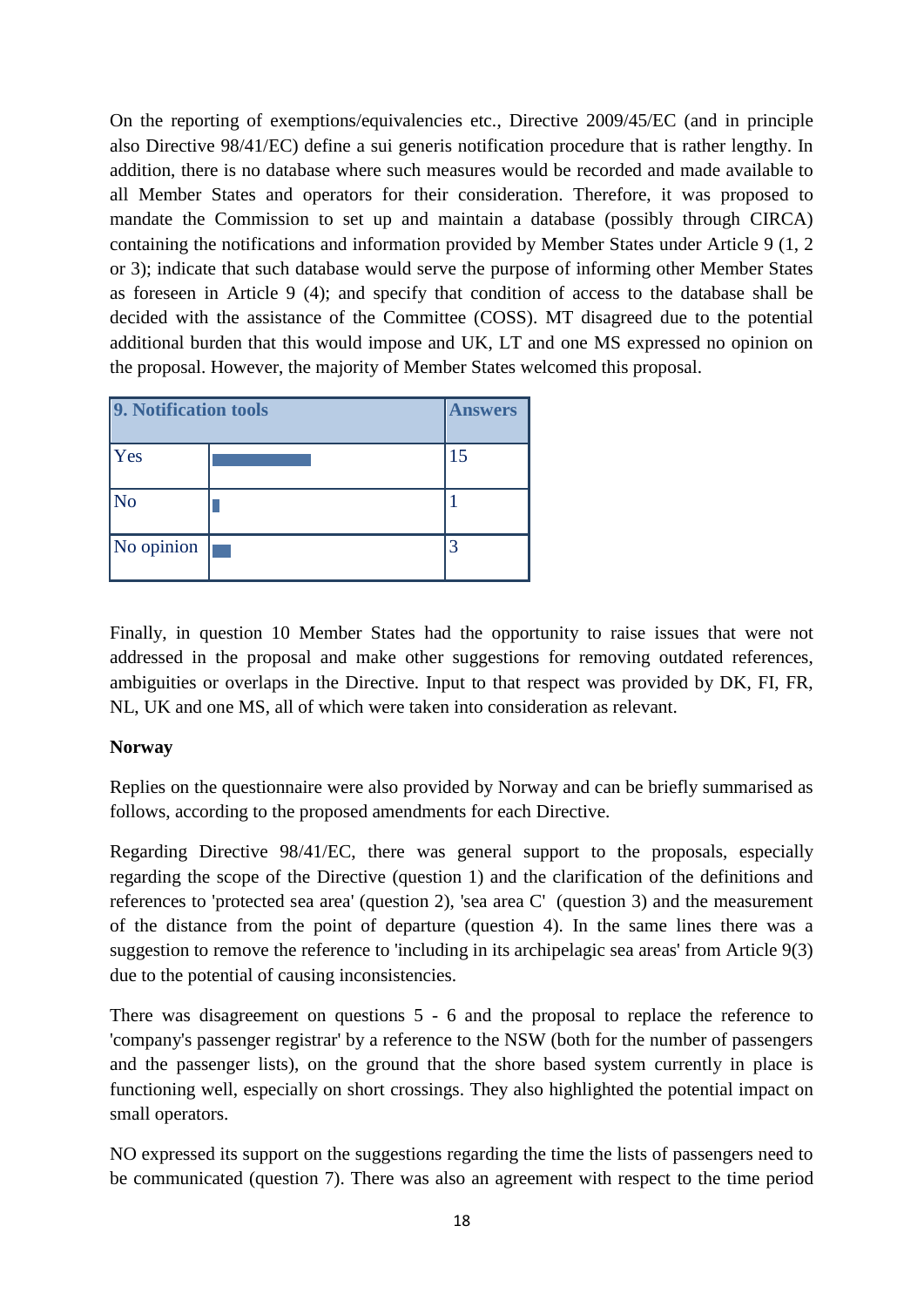On the reporting of exemptions/equivalencies etc., Directive 2009/45/EC (and in principle also Directive 98/41/EC) define a sui generis notification procedure that is rather lengthy. In addition, there is no database where such measures would be recorded and made available to all Member States and operators for their consideration. Therefore, it was proposed to mandate the Commission to set up and maintain a database (possibly through CIRCA) containing the notifications and information provided by Member States under Article 9 (1, 2 or 3); indicate that such database would serve the purpose of informing other Member States as foreseen in Article 9 (4); and specify that condition of access to the database shall be decided with the assistance of the Committee (COSS). MT disagreed due to the potential additional burden that this would impose and UK, LT and one MS expressed no opinion on the proposal. However, the majority of Member States welcomed this proposal.

| 9. Notification tools | | Answers |
|---|---|---|
| Yes | | 15 |
| No | | 1 |
| No opinion | | 3 |

Finally, in question 10 Member States had the opportunity to raise issues that were not addressed in the proposal and make other suggestions for removing outdated references, ambiguities or overlaps in the Directive. Input to that respect was provided by DK, FI, FR, NL, UK and one MS, all of which were taken into consideration as relevant.

**Norway**

Replies on the questionnaire were also provided by Norway and can be briefly summarised as follows, according to the proposed amendments for each Directive.

Regarding Directive 98/41/EC, there was general support to the proposals, especially regarding the scope of the Directive (question 1) and the clarification of the definitions and references to 'protected sea area' (question 2), 'sea area C' (question 3) and the measurement of the distance from the point of departure (question 4). In the same lines there was a suggestion to remove the reference to 'including in its archipelagic sea areas' from Article 9(3) due to the potential of causing inconsistencies.

There was disagreement on questions 5 - 6 and the proposal to replace the reference to 'company's passenger registrar' by a reference to the NSW (both for the number of passengers and the passenger lists), on the ground that the shore based system currently in place is functioning well, especially on short crossings. They also highlighted the potential impact on small operators.

NO expressed its support on the suggestions regarding the time the lists of passengers need to be communicated (question 7). There was also an agreement with respect to the time period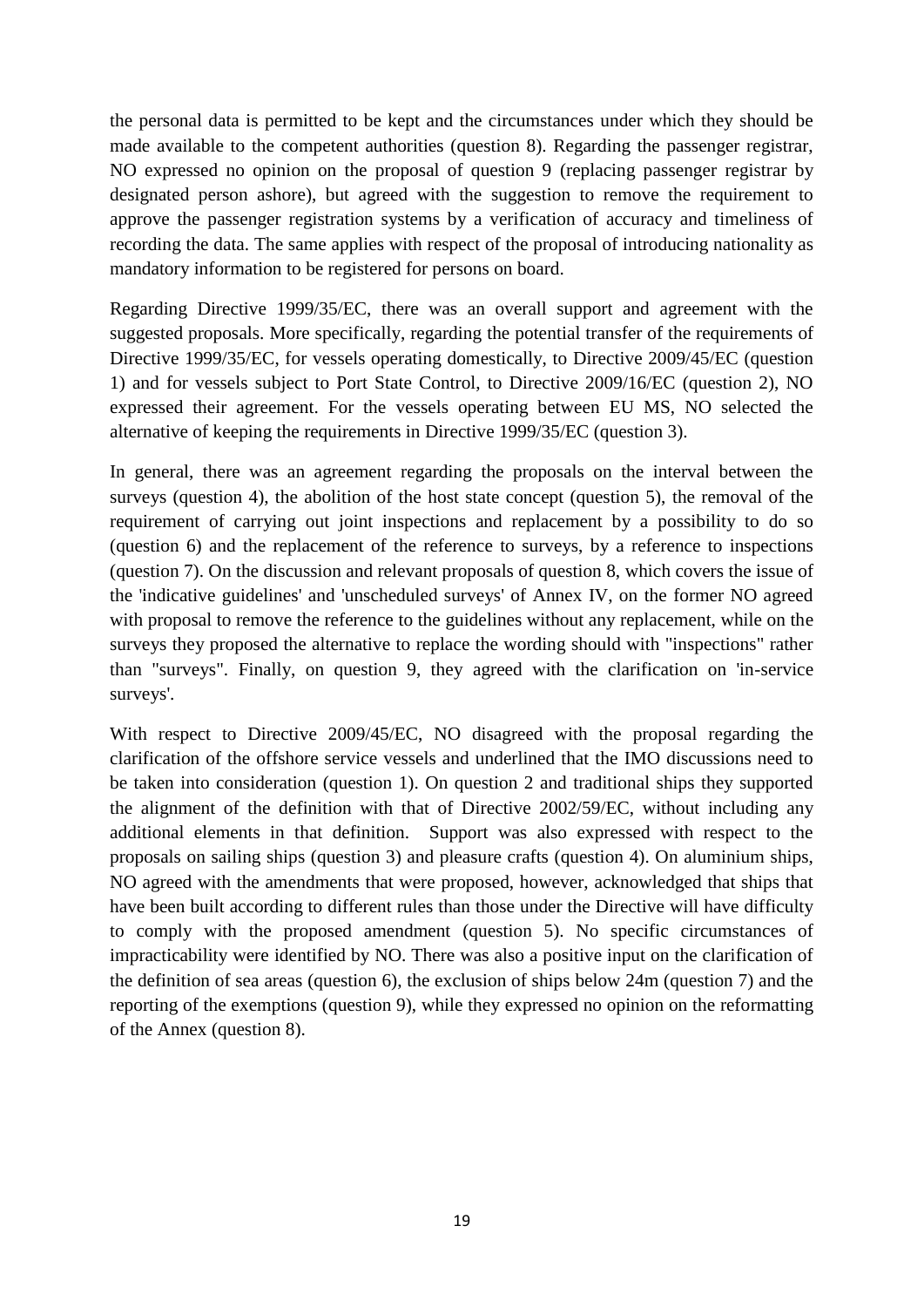the personal data is permitted to be kept and the circumstances under which they should be made available to the competent authorities (question 8). Regarding the passenger registrar, NO expressed no opinion on the proposal of question 9 (replacing passenger registrar by designated person ashore), but agreed with the suggestion to remove the requirement to approve the passenger registration systems by a verification of accuracy and timeliness of recording the data. The same applies with respect of the proposal of introducing nationality as mandatory information to be registered for persons on board.

Regarding Directive 1999/35/EC, there was an overall support and agreement with the suggested proposals. More specifically, regarding the potential transfer of the requirements of Directive 1999/35/EC, for vessels operating domestically, to Directive 2009/45/EC (question 1) and for vessels subject to Port State Control, to Directive 2009/16/EC (question 2), NO expressed their agreement. For the vessels operating between EU MS, NO selected the alternative of keeping the requirements in Directive 1999/35/EC (question 3).

In general, there was an agreement regarding the proposals on the interval between the surveys (question 4), the abolition of the host state concept (question 5), the removal of the requirement of carrying out joint inspections and replacement by a possibility to do so (question 6) and the replacement of the reference to surveys, by a reference to inspections (question 7). On the discussion and relevant proposals of question 8, which covers the issue of the 'indicative guidelines' and 'unscheduled surveys' of Annex IV, on the former NO agreed with proposal to remove the reference to the guidelines without any replacement, while on the surveys they proposed the alternative to replace the wording should with "inspections" rather than "surveys". Finally, on question 9, they agreed with the clarification on 'in-service surveys'.

With respect to Directive 2009/45/EC, NO disagreed with the proposal regarding the clarification of the offshore service vessels and underlined that the IMO discussions need to be taken into consideration (question 1). On question 2 and traditional ships they supported the alignment of the definition with that of Directive 2002/59/EC, without including any additional elements in that definition. Support was also expressed with respect to the proposals on sailing ships (question 3) and pleasure crafts (question 4). On aluminium ships, NO agreed with the amendments that were proposed, however, acknowledged that ships that have been built according to different rules than those under the Directive will have difficulty to comply with the proposed amendment (question 5). No specific circumstances of impracticability were identified by NO. There was also a positive input on the clarification of the definition of sea areas (question 6), the exclusion of ships below 24m (question 7) and the reporting of the exemptions (question 9), while they expressed no opinion on the reformatting of the Annex (question 8).